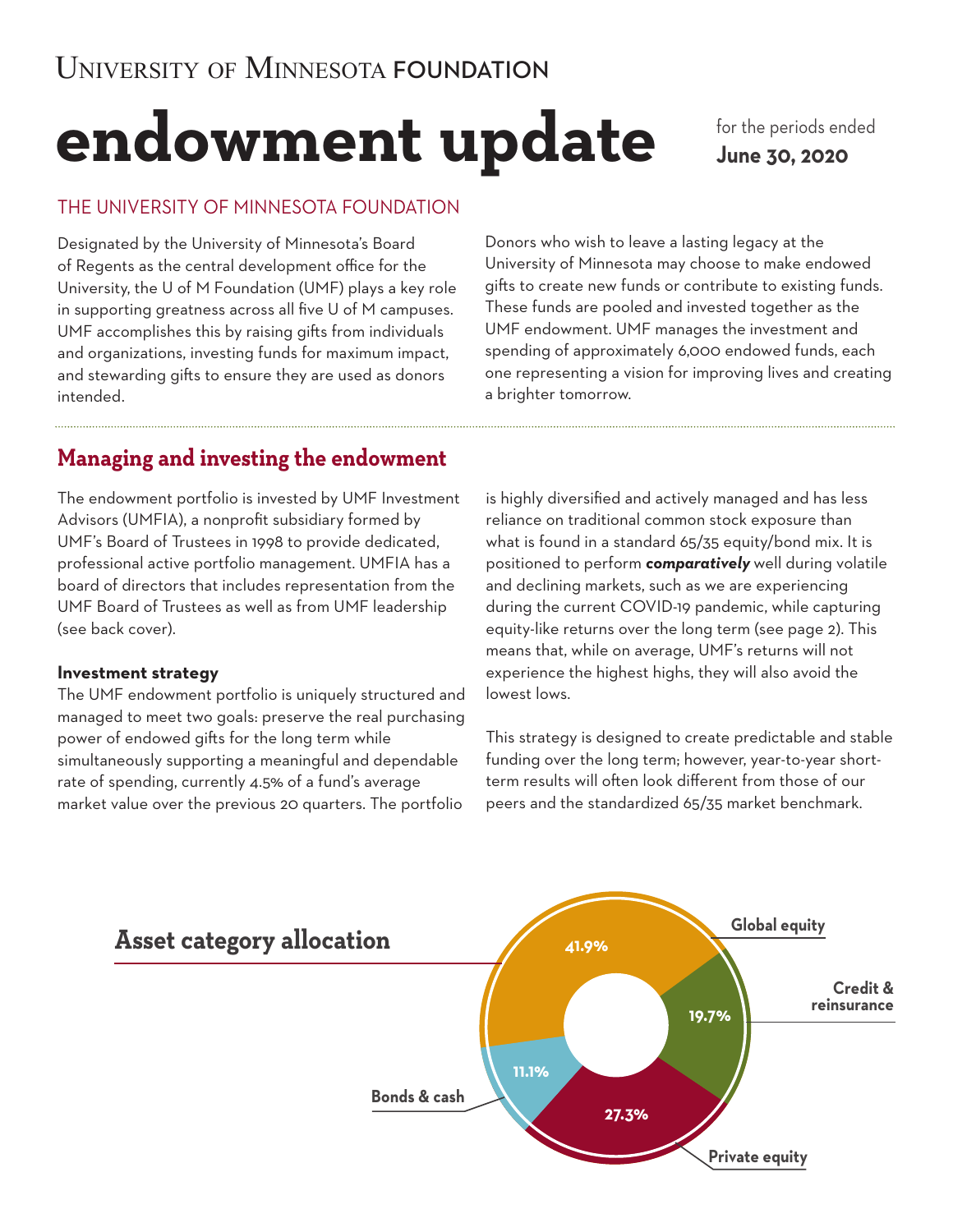University of Minnesota FOUNDATION

# endowment update

for the periods ended **June 30, 2020**

## THE UNIVERSITY OF MINNESOTA FOUNDATION

Designated by the University of Minnesota's Board of Regents as the central development office for the University, the U of M Foundation (UMF) plays a key role in supporting greatness across all five U of M campuses. UMF accomplishes this by raising gifts from individuals and organizations, investing funds for maximum impact, and stewarding gifts to ensure they are used as donors intended.

Donors who wish to leave a lasting legacy at the University of Minnesota may choose to make endowed gifts to create new funds or contribute to existing funds. These funds are pooled and invested together as the UMF endowment. UMF manages the investment and spending of approximately 6,000 endowed funds, each one representing a vision for improving lives and creating a brighter tomorrow.

## Managing and investing the endowment

The endowment portfolio is invested by UMF Investment Advisors (UMFIA), a nonprofit subsidiary formed by UMF's Board of Trustees in 1998 to provide dedicated, professional active portfolio management. UMFIA has a board of directors that includes representation from the UMF Board of Trustees as well as from UMF leadership (see back cover).

### Investment strategy

The UMF endowment portfolio is uniquely structured and managed to meet two goals: preserve the real purchasing power of endowed gifts for the long term while simultaneously supporting a meaningful and dependable rate of spending, currently 4.5% of a fund's average market value over the previous 20 quarters. The portfolio is highly diversified and actively managed and has less reliance on traditional common stock exposure than what is found in a standard 65/35 equity/bond mix. It is positioned to perform ***comparatively*** well during volatile and declining markets, such as we are experiencing during the current COVID-19 pandemic, while capturing equity-like returns over the long term (see page 2). This means that, while on average, UMF's returns will not experience the highest highs, they will also avoid the lowest lows.

This strategy is designed to create predictable and stable funding over the long term; however, year-to-year short-term results will often look different from those of our peers and the standardized 65/35 market benchmark.

## Asset category allocation

| Asset category | Allocation |
| --- | --- |
| Global equity | 41.9% |
| Credit & reinsurance | 19.7% |
| Private equity | 27.3% |
| Bonds & cash | 11.1% |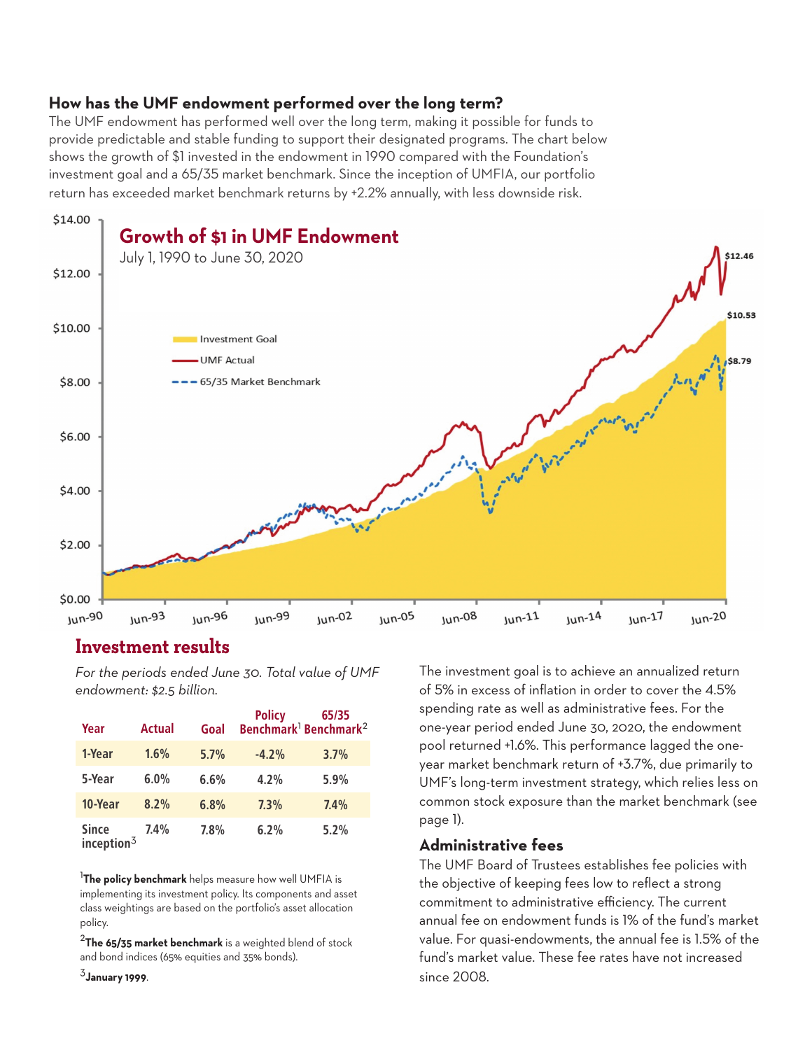## How has the UMF endowment performed over the long term?

The UMF endowment has performed well over the long term, making it possible for funds to provide predictable and stable funding to support their designated programs. The chart below shows the growth of $1 invested in the endowment in 1990 compared with the Foundation's investment goal and a 65/35 market benchmark. Since the inception of UMFIA, our portfolio return has exceeded market benchmark returns by +2.2% annually, with less downside risk.

**Growth of $1 in UMF Endowment**

July 1, 1990 to June 30, 2020

- Investment Goal: $10.53
- UMF Actual: $12.46
- 65/35 Market Benchmark: $8.79

## Investment results

*For the periods ended June 30. Total value of UMF endowment: $2.5 billion.*

| Year | Actual | Goal | Policy Benchmark[1] | 65/35 Benchmark[2] |
|---|---|---|---|---|
| 1-Year | 1.6% | 5.7% | -4.2% | 3.7% |
| 5-Year | 6.0% | 6.6% | 4.2% | 5.9% |
| 10-Year | 8.2% | 6.8% | 7.3% | 7.4% |
| Since inception[3] | 7.4% | 7.8% | 6.2% | 5.2% |

[1]**The policy benchmark** helps measure how well UMFIA is implementing its investment policy. Its components and asset class weightings are based on the portfolio's asset allocation policy.

[2]**The 65/35 market benchmark** is a weighted blend of stock and bond indices (65% equities and 35% bonds).

[3]**January 1999**.

The investment goal is to achieve an annualized return of 5% in excess of inflation in order to cover the 4.5% spending rate as well as administrative fees. For the one-year period ended June 30, 2020, the endowment pool returned +1.6%. This performance lagged the one-year market benchmark return of +3.7%, due primarily to UMF's long-term investment strategy, which relies less on common stock exposure than the market benchmark (see page 1).

### Administrative fees

The UMF Board of Trustees establishes fee policies with the objective of keeping fees low to reflect a strong commitment to administrative efficiency. The current annual fee on endowment funds is 1% of the fund's market value. For quasi-endowments, the annual fee is 1.5% of the fund's market value. These fee rates have not increased since 2008.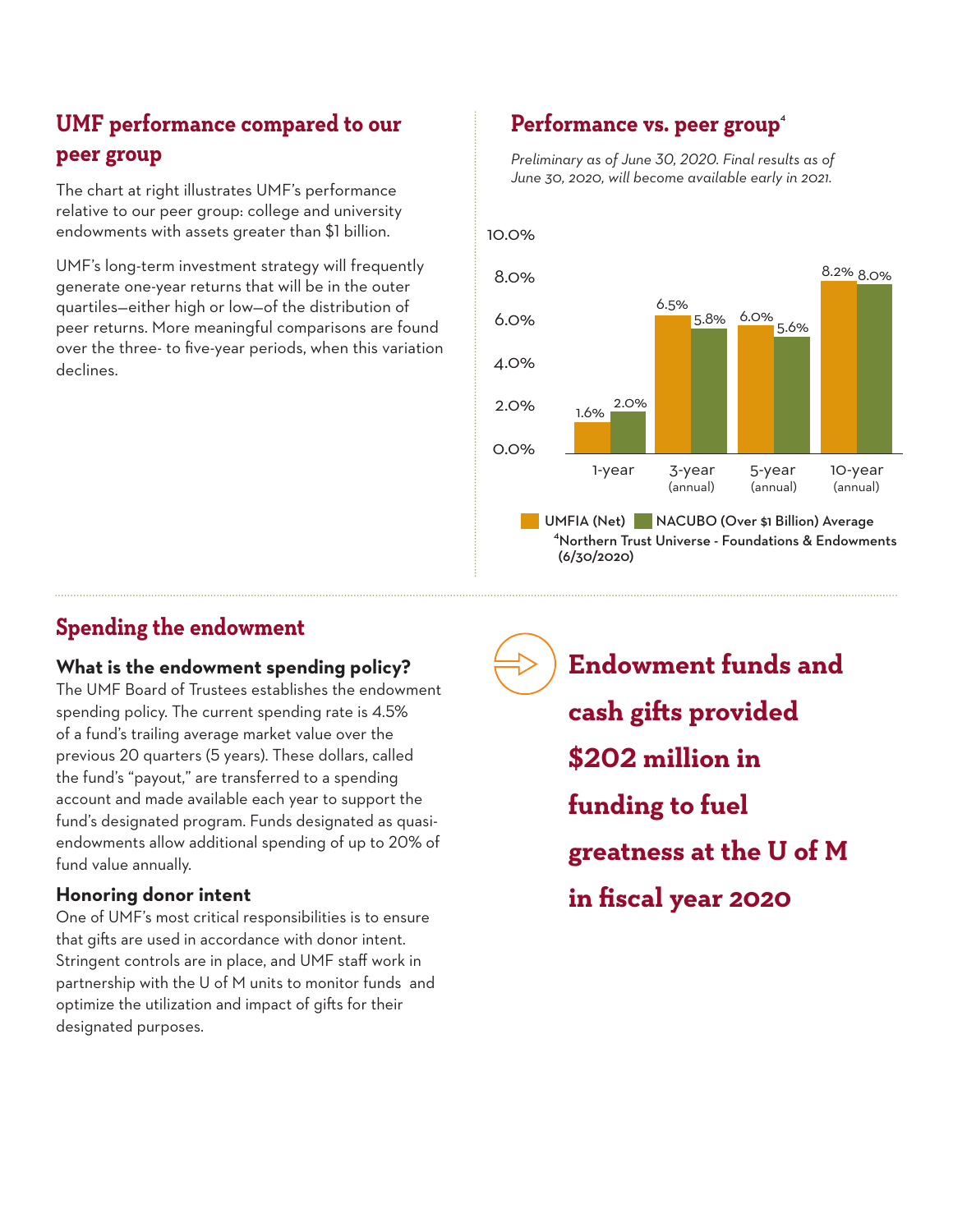## UMF performance compared to our peer group

The chart at right illustrates UMF's performance relative to our peer group: college and university endowments with assets greater than $1 billion.

UMF's long-term investment strategy will frequently generate one-year returns that will be in the outer quartiles—either high or low—of the distribution of peer returns. More meaningful comparisons are found over the three- to five-year periods, when this variation declines.

## Performance vs. peer group[4]

*Preliminary as of June 30, 2020. Final results as of June 30, 2020, will become available early in 2021.*

| | UMFIA (Net) | NACUBO (Over $1 Billion) Average |
|---|---|---|
| 1-year | 1.6% | 2.0% |
| 3-year (annual) | 6.5% | 5.8% |
| 5-year (annual) | 6.0% | 5.6% |
| 10-year (annual) | 8.2% | 8.0% |

[4]Northern Trust Universe - Foundations & Endowments (6/30/2020)

## Spending the endowment

### What is the endowment spending policy?

The UMF Board of Trustees establishes the endowment spending policy. The current spending rate is 4.5% of a fund's trailing average market value over the previous 20 quarters (5 years). These dollars, called the fund's "payout," are transferred to a spending account and made available each year to support the fund's designated program. Funds designated as quasi-endowments allow additional spending of up to 20% of fund value annually.

### Honoring donor intent

One of UMF's most critical responsibilities is to ensure that gifts are used in accordance with donor intent. Stringent controls are in place, and UMF staff work in partnership with the U of M units to monitor funds and optimize the utilization and impact of gifts for their designated purposes.

**Endowment funds and cash gifts provided $202 million in funding to fuel greatness at the U of M in fiscal year 2020**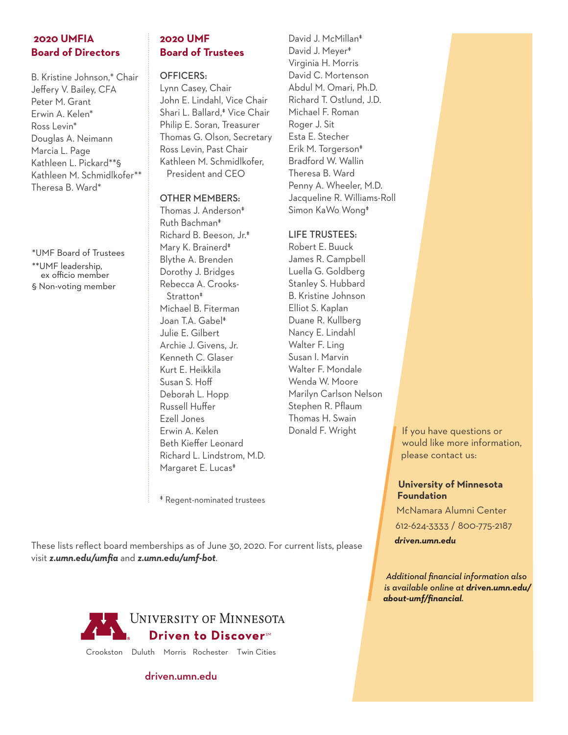## 2020 UMFIA Board of Directors

B. Kristine Johnson,* Chair
Jeffery V. Bailey, CFA
Peter M. Grant
Erwin A. Kelen*
Ross Levin*
Douglas A. Neimann
Marcia L. Page
Kathleen L. Pickard**§
Kathleen M. Schmidlkofer**
Theresa B. Ward*

*UMF Board of Trustees
**UMF leadership, ex officio member
§ Non-voting member

## 2020 UMF Board of Trustees

### OFFICERS:

Lynn Casey, Chair
John E. Lindahl, Vice Chair
Shari L. Ballard,‡ Vice Chair
Philip E. Soran, Treasurer
Thomas G. Olson, Secretary
Ross Levin, Past Chair
Kathleen M. Schmidlkofer, President and CEO

### OTHER MEMBERS:

Thomas J. Anderson‡
Ruth Bachman‡
Richard B. Beeson, Jr.‡
Mary K. Brainerd‡
Blythe A. Brenden
Dorothy J. Bridges
Rebecca A. Crooks-Stratton‡
Michael B. Fiterman
Joan T.A. Gabel‡
Julie E. Gilbert
Archie J. Givens, Jr.
Kenneth C. Glaser
Kurt E. Heikkila
Susan S. Hoff
Deborah L. Hopp
Russell Huffer
Ezell Jones
Erwin A. Kelen
Beth Kieffer Leonard
Richard L. Lindstrom, M.D.
Margaret E. Lucas‡
David J. McMillan‡
David J. Meyer‡
Virginia H. Morris
David C. Mortenson
Abdul M. Omari, Ph.D.
Richard T. Ostlund, J.D.
Michael F. Roman
Roger J. Sit
Esta E. Stecher
Erik M. Torgerson‡
Bradford W. Wallin
Theresa B. Ward
Penny A. Wheeler, M.D.
Jacqueline R. Williams-Roll
Simon KaWo Wong‡

### LIFE TRUSTEES:

Robert E. Buuck
James R. Campbell
Luella G. Goldberg
Stanley S. Hubbard
B. Kristine Johnson
Elliot S. Kaplan
Duane R. Kullberg
Nancy E. Lindahl
Walter F. Ling
Susan I. Marvin
Walter F. Mondale
Wenda W. Moore
Marilyn Carlson Nelson
Stephen R. Pflaum
Thomas H. Swain
Donald F. Wright

‡ Regent-nominated trustees

These lists reflect board memberships as of June 30, 2020. For current lists, please visit ***z.umn.edu/umfia*** and ***z.umn.edu/umf-bot***.

If you have questions or would like more information, please contact us:

**University of Minnesota Foundation**
McNamara Alumni Center
612-624-3333 / 800-775-2187
***driven.umn.edu***

*Additional financial information also is available online at **driven.umn.edu/about-umf/financial**.*

University of Minnesota
**Driven to Discover**℠
Crookston Duluth Morris Rochester Twin Cities

**driven.umn.edu**